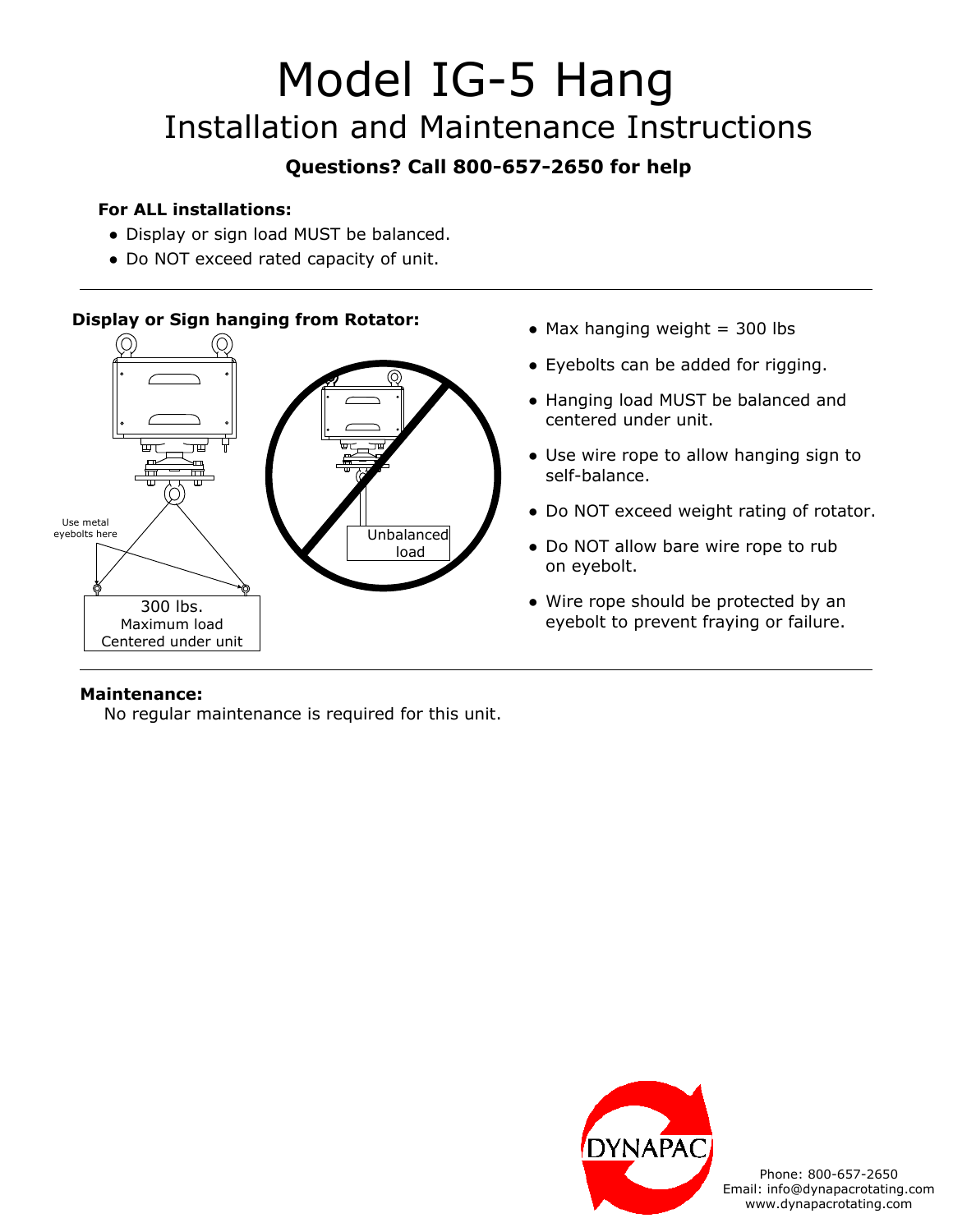# Model IG-5 Hang

## Installation and Maintenance Instructions

**Questions? Call 800-657-2650 for help**

**For ALL installations:**

- Display or sign load MUST be balanced.
- Do NOT exceed rated capacity of unit.

---

**Display or Sign hanging from Rotator:**

Use metal eyebolts here

300 lbs.
Maximum load
Centered under unit

Unbalanced load

- Max hanging weight = 300 lbs
- Eyebolts can be added for rigging.
- Hanging load MUST be balanced and centered under unit.
- Use wire rope to allow hanging sign to self-balance.
- Do NOT exceed weight rating of rotator.
- Do NOT allow bare wire rope to rub on eyebolt.
- Wire rope should be protected by an eyebolt to prevent fraying or failure.

---

**Maintenance:**

No regular maintenance is required for this unit.

DYNAPAC

Phone: 800-657-2650
Email: info@dynapacrotating.com
www.dynapacrotating.com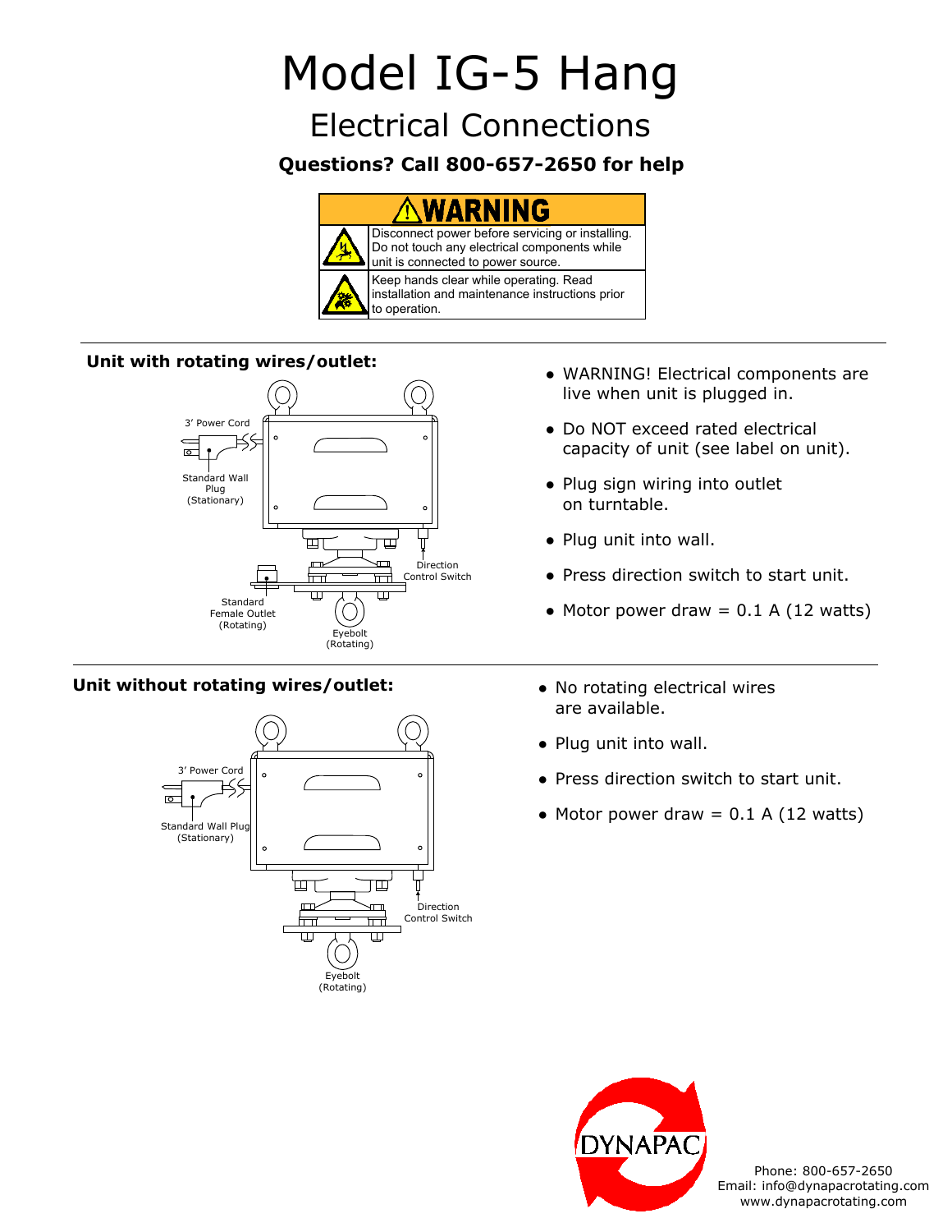# Model IG-5 Hang

## Electrical Connections

**Questions? Call 800-657-2650 for help**

**⚠WARNING**

Disconnect power before servicing or installing. Do not touch any electrical components while unit is connected to power source.

Keep hands clear while operating. Read installation and maintenance instructions prior to operation.

### Unit with rotating wires/outlet:

3' Power Cord

Standard Wall Plug (Stationary)

Direction Control Switch

Standard Female Outlet (Rotating)

Eyebolt (Rotating)

- WARNING! Electrical components are live when unit is plugged in.
- Do NOT exceed rated electrical capacity of unit (see label on unit).
- Plug sign wiring into outlet on turntable.
- Plug unit into wall.
- Press direction switch to start unit.
- Motor power draw = 0.1 A (12 watts)

### Unit without rotating wires/outlet:

3' Power Cord

Standard Wall Plug (Stationary)

Direction Control Switch

Eyebolt (Rotating)

- No rotating electrical wires are available.
- Plug unit into wall.
- Press direction switch to start unit.
- Motor power draw = 0.1 A (12 watts)

DYNAPAC

Phone: 800-657-2650
Email: info@dynapacrotating.com
www.dynapacrotating.com